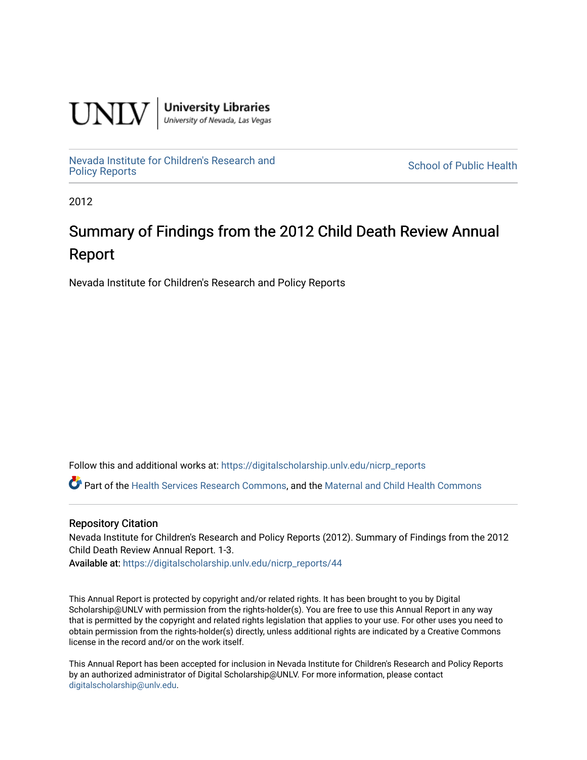UNLV | University Libraries
University of Nevada, Las Vegas

Nevada Institute for Children's Research and Policy Reports

School of Public Health

2012

# Summary of Findings from the 2012 Child Death Review Annual Report

Nevada Institute for Children's Research and Policy Reports

Follow this and additional works at: https://digitalscholarship.unlv.edu/nicrp_reports

Part of the Health Services Research Commons, and the Maternal and Child Health Commons

## Repository Citation

Nevada Institute for Children's Research and Policy Reports (2012). Summary of Findings from the 2012 Child Death Review Annual Report. 1-3.

Available at: https://digitalscholarship.unlv.edu/nicrp_reports/44

This Annual Report is protected by copyright and/or related rights. It has been brought to you by Digital Scholarship@UNLV with permission from the rights-holder(s). You are free to use this Annual Report in any way that is permitted by the copyright and related rights legislation that applies to your use. For other uses you need to obtain permission from the rights-holder(s) directly, unless additional rights are indicated by a Creative Commons license in the record and/or on the work itself.

This Annual Report has been accepted for inclusion in Nevada Institute for Children's Research and Policy Reports by an authorized administrator of Digital Scholarship@UNLV. For more information, please contact digitalscholarship@unlv.edu.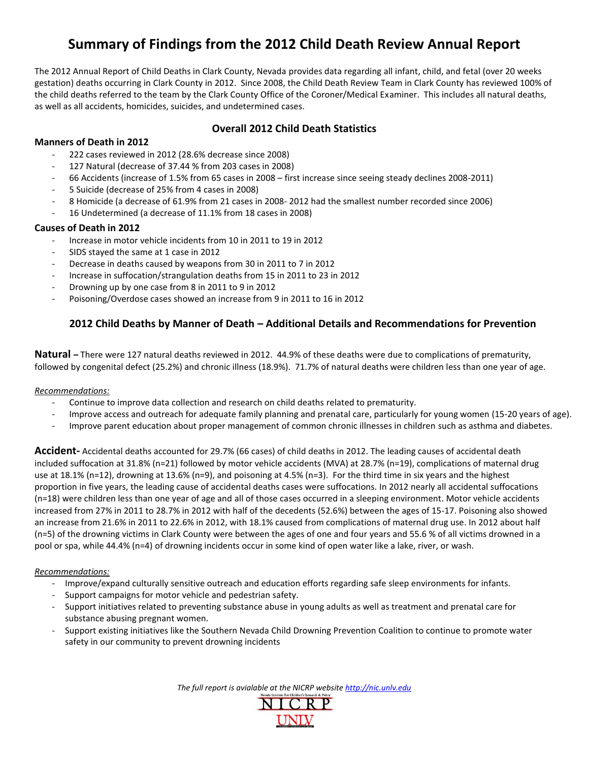# Summary of Findings from the 2012 Child Death Review Annual Report

The 2012 Annual Report of Child Deaths in Clark County, Nevada provides data regarding all infant, child, and fetal (over 20 weeks gestation) deaths occurring in Clark County in 2012. Since 2008, the Child Death Review Team in Clark County has reviewed 100% of the child deaths referred to the team by the Clark County Office of the Coroner/Medical Examiner. This includes all natural deaths, as well as all accidents, homicides, suicides, and undetermined cases.

## Overall 2012 Child Death Statistics

### Manners of Death in 2012

- 222 cases reviewed in 2012 (28.6% decrease since 2008)
- 127 Natural (decrease of 37.44 % from 203 cases in 2008)
- 66 Accidents (increase of 1.5% from 65 cases in 2008 – first increase since seeing steady declines 2008-2011)
- 5 Suicide (decrease of 25% from 4 cases in 2008)
- 8 Homicide (a decrease of 61.9% from 21 cases in 2008- 2012 had the smallest number recorded since 2006)
- 16 Undetermined (a decrease of 11.1% from 18 cases in 2008)

### Causes of Death in 2012

- Increase in motor vehicle incidents from 10 in 2011 to 19 in 2012
- SIDS stayed the same at 1 case in 2012
- Decrease in deaths caused by weapons from 30 in 2011 to 7 in 2012
- Increase in suffocation/strangulation deaths from 15 in 2011 to 23 in 2012
- Drowning up by one case from 8 in 2011 to 9 in 2012
- Poisoning/Overdose cases showed an increase from 9 in 2011 to 16 in 2012

## 2012 Child Deaths by Manner of Death – Additional Details and Recommendations for Prevention

**Natural** – There were 127 natural deaths reviewed in 2012. 44.9% of these deaths were due to complications of prematurity, followed by congenital defect (25.2%) and chronic illness (18.9%). 71.7% of natural deaths were children less than one year of age.

*Recommendations:*

- Continue to improve data collection and research on child deaths related to prematurity.
- Improve access and outreach for adequate family planning and prenatal care, particularly for young women (15-20 years of age).
- Improve parent education about proper management of common chronic illnesses in children such as asthma and diabetes.

**Accident-** Accidental deaths accounted for 29.7% (66 cases) of child deaths in 2012. The leading causes of accidental death included suffocation at 31.8% (n=21) followed by motor vehicle accidents (MVA) at 28.7% (n=19), complications of maternal drug use at 18.1% (n=12), drowning at 13.6% (n=9), and poisoning at 4.5% (n=3). For the third time in six years and the highest proportion in five years, the leading cause of accidental deaths cases were suffocations. In 2012 nearly all accidental suffocations (n=18) were children less than one year of age and all of those cases occurred in a sleeping environment. Motor vehicle accidents increased from 27% in 2011 to 28.7% in 2012 with half of the decedents (52.6%) between the ages of 15-17. Poisoning also showed an increase from 21.6% in 2011 to 22.6% in 2012, with 18.1% caused from complications of maternal drug use. In 2012 about half (n=5) of the drowning victims in Clark County were between the ages of one and four years and 55.6 % of all victims drowned in a pool or spa, while 44.4% (n=4) of drowning incidents occur in some kind of open water like a lake, river, or wash.

*Recommendations:*

- Improve/expand culturally sensitive outreach and education efforts regarding safe sleep environments for infants.
- Support campaigns for motor vehicle and pedestrian safety.
- Support initiatives related to preventing substance abuse in young adults as well as treatment and prenatal care for substance abusing pregnant women.
- Support existing initiatives like the Southern Nevada Child Drowning Prevention Coalition to continue to promote water safety in our community to prevent drowning incidents

*The full report is avialable at the NICRP website [http://nic.unlv.edu](http://nic.unlv.edu)*

Nevada Institute For Children's Research & Policy
NICRP
UNLV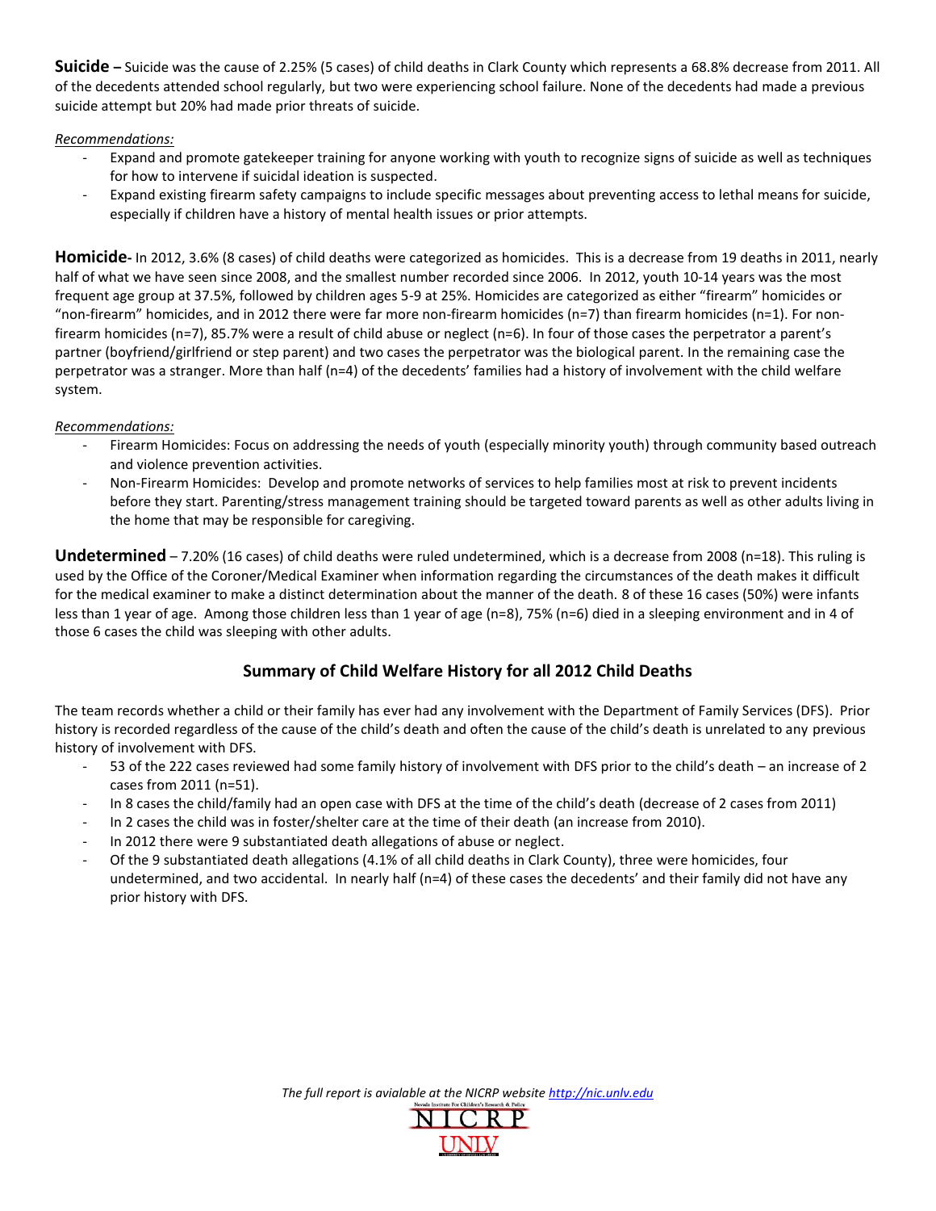**Suicide –** Suicide was the cause of 2.25% (5 cases) of child deaths in Clark County which represents a 68.8% decrease from 2011. All of the decedents attended school regularly, but two were experiencing school failure. None of the decedents had made a previous suicide attempt but 20% had made prior threats of suicide.

*Recommendations:*

- Expand and promote gatekeeper training for anyone working with youth to recognize signs of suicide as well as techniques for how to intervene if suicidal ideation is suspected.
- Expand existing firearm safety campaigns to include specific messages about preventing access to lethal means for suicide, especially if children have a history of mental health issues or prior attempts.

**Homicide-** In 2012, 3.6% (8 cases) of child deaths were categorized as homicides. This is a decrease from 19 deaths in 2011, nearly half of what we have seen since 2008, and the smallest number recorded since 2006. In 2012, youth 10-14 years was the most frequent age group at 37.5%, followed by children ages 5-9 at 25%. Homicides are categorized as either "firearm" homicides or "non-firearm" homicides, and in 2012 there were far more non-firearm homicides (n=7) than firearm homicides (n=1). For non-firearm homicides (n=7), 85.7% were a result of child abuse or neglect (n=6). In four of those cases the perpetrator a parent's partner (boyfriend/girlfriend or step parent) and two cases the perpetrator was the biological parent. In the remaining case the perpetrator was a stranger. More than half (n=4) of the decedents' families had a history of involvement with the child welfare system.

*Recommendations:*

- Firearm Homicides: Focus on addressing the needs of youth (especially minority youth) through community based outreach and violence prevention activities.
- Non-Firearm Homicides: Develop and promote networks of services to help families most at risk to prevent incidents before they start. Parenting/stress management training should be targeted toward parents as well as other adults living in the home that may be responsible for caregiving.

**Undetermined** – 7.20% (16 cases) of child deaths were ruled undetermined, which is a decrease from 2008 (n=18). This ruling is used by the Office of the Coroner/Medical Examiner when information regarding the circumstances of the death makes it difficult for the medical examiner to make a distinct determination about the manner of the death. 8 of these 16 cases (50%) were infants less than 1 year of age. Among those children less than 1 year of age (n=8), 75% (n=6) died in a sleeping environment and in 4 of those 6 cases the child was sleeping with other adults.

## Summary of Child Welfare History for all 2012 Child Deaths

The team records whether a child or their family has ever had any involvement with the Department of Family Services (DFS). Prior history is recorded regardless of the cause of the child's death and often the cause of the child's death is unrelated to any previous history of involvement with DFS.

- 53 of the 222 cases reviewed had some family history of involvement with DFS prior to the child's death – an increase of 2 cases from 2011 (n=51).
- In 8 cases the child/family had an open case with DFS at the time of the child's death (decrease of 2 cases from 2011)
- In 2 cases the child was in foster/shelter care at the time of their death (an increase from 2010).
- In 2012 there were 9 substantiated death allegations of abuse or neglect.
- Of the 9 substantiated death allegations (4.1% of all child deaths in Clark County), three were homicides, four undetermined, and two accidental. In nearly half (n=4) of these cases the decedents' and their family did not have any prior history with DFS.

*The full report is avialable at the NICRP website http://nic.unlv.edu*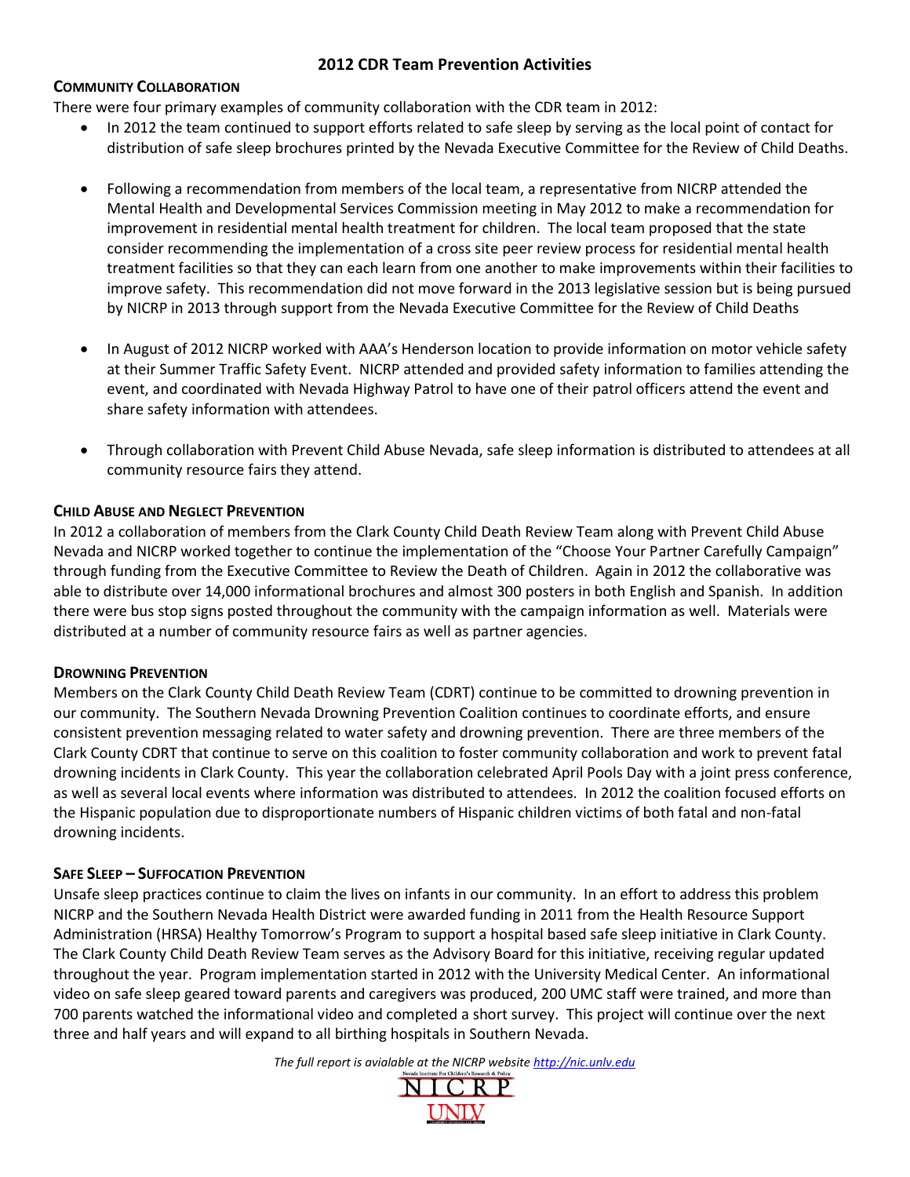# 2012 CDR Team Prevention Activities

## Community Collaboration

There were four primary examples of community collaboration with the CDR team in 2012:

- In 2012 the team continued to support efforts related to safe sleep by serving as the local point of contact for distribution of safe sleep brochures printed by the Nevada Executive Committee for the Review of Child Deaths.
- Following a recommendation from members of the local team, a representative from NICRP attended the Mental Health and Developmental Services Commission meeting in May 2012 to make a recommendation for improvement in residential mental health treatment for children. The local team proposed that the state consider recommending the implementation of a cross site peer review process for residential mental health treatment facilities so that they can each learn from one another to make improvements within their facilities to improve safety. This recommendation did not move forward in the 2013 legislative session but is being pursued by NICRP in 2013 through support from the Nevada Executive Committee for the Review of Child Deaths
- In August of 2012 NICRP worked with AAA's Henderson location to provide information on motor vehicle safety at their Summer Traffic Safety Event. NICRP attended and provided safety information to families attending the event, and coordinated with Nevada Highway Patrol to have one of their patrol officers attend the event and share safety information with attendees.
- Through collaboration with Prevent Child Abuse Nevada, safe sleep information is distributed to attendees at all community resource fairs they attend.

## Child Abuse and Neglect Prevention

In 2012 a collaboration of members from the Clark County Child Death Review Team along with Prevent Child Abuse Nevada and NICRP worked together to continue the implementation of the "Choose Your Partner Carefully Campaign" through funding from the Executive Committee to Review the Death of Children. Again in 2012 the collaborative was able to distribute over 14,000 informational brochures and almost 300 posters in both English and Spanish. In addition there were bus stop signs posted throughout the community with the campaign information as well. Materials were distributed at a number of community resource fairs as well as partner agencies.

## Drowning Prevention

Members on the Clark County Child Death Review Team (CDRT) continue to be committed to drowning prevention in our community. The Southern Nevada Drowning Prevention Coalition continues to coordinate efforts, and ensure consistent prevention messaging related to water safety and drowning prevention. There are three members of the Clark County CDRT that continue to serve on this coalition to foster community collaboration and work to prevent fatal drowning incidents in Clark County. This year the collaboration celebrated April Pools Day with a joint press conference, as well as several local events where information was distributed to attendees. In 2012 the coalition focused efforts on the Hispanic population due to disproportionate numbers of Hispanic children victims of both fatal and non-fatal drowning incidents.

## Safe Sleep – Suffocation Prevention

Unsafe sleep practices continue to claim the lives on infants in our community. In an effort to address this problem NICRP and the Southern Nevada Health District were awarded funding in 2011 from the Health Resource Support Administration (HRSA) Healthy Tomorrow's Program to support a hospital based safe sleep initiative in Clark County. The Clark County Child Death Review Team serves as the Advisory Board for this initiative, receiving regular updated throughout the year. Program implementation started in 2012 with the University Medical Center. An informational video on safe sleep geared toward parents and caregivers was produced, 200 UMC staff were trained, and more than 700 parents watched the informational video and completed a short survey. This project will continue over the next three and half years and will expand to all birthing hospitals in Southern Nevada.

*The full report is avialable at the NICRP website [http://nic.unlv.edu](http://nic.unlv.edu)*

Nevada Institute For Children's Research & Policy
NICRP
UNLV